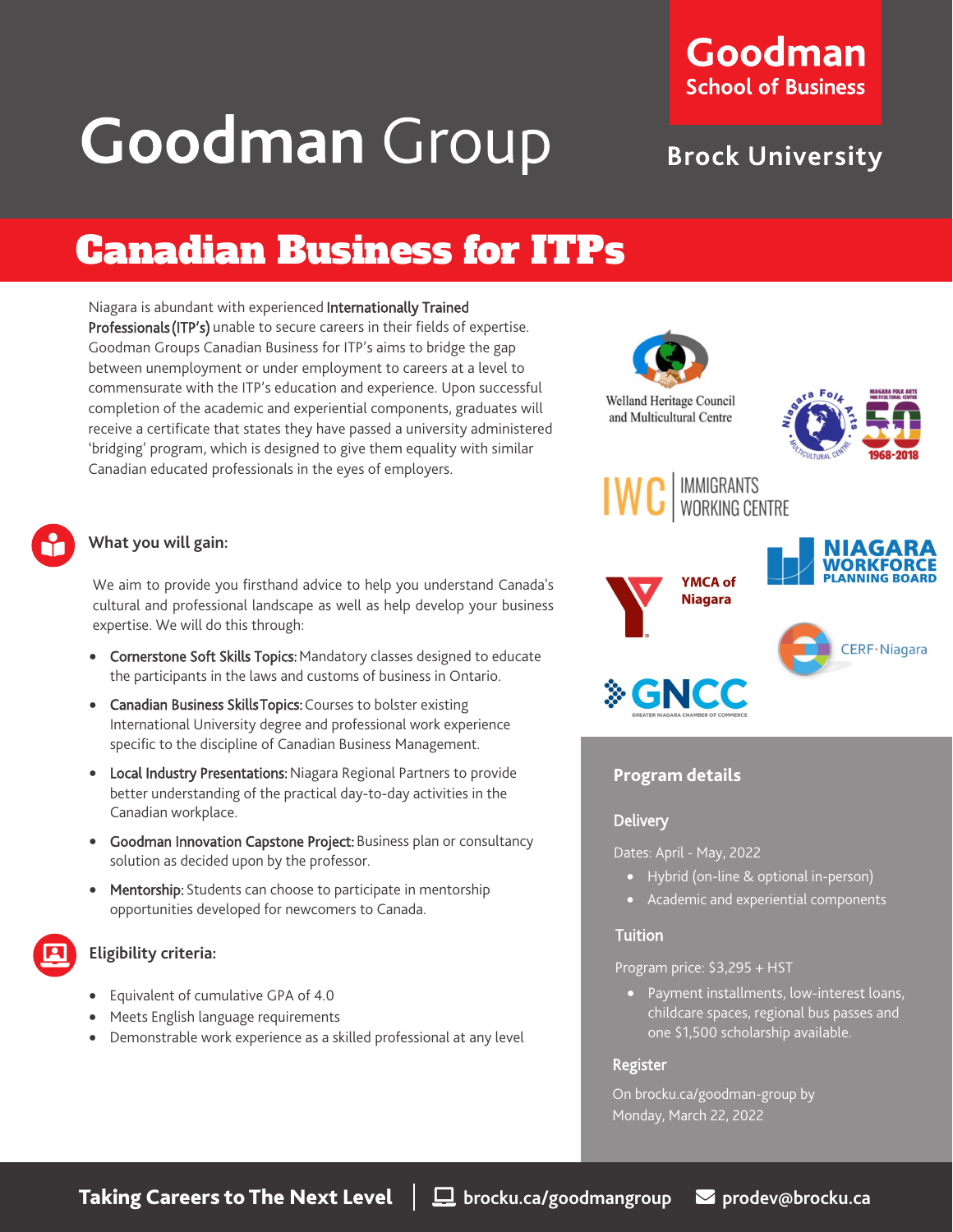# Goodman Group

Goodman School of Business

Brock University

## Canadian Business for ITPs

Niagara is abundant with experienced **Internationally Trained Professionals (ITP's)** unable to secure careers in their fields of expertise. Goodman Groups Canadian Business for ITP's aims to bridge the gap between unemployment or under employment to careers at a level to commensurate with the ITP's education and experience. Upon successful completion of the academic and experiential components, graduates will receive a certificate that states they have passed a university administered 'bridging' program, which is designed to give them equality with similar Canadian educated professionals in the eyes of employers.

### What you will gain:

We aim to provide you firsthand advice to help you understand Canada's cultural and professional landscape as well as help develop your business expertise. We will do this through:

- **Cornerstone Soft Skills Topics:** Mandatory classes designed to educate the participants in the laws and customs of business in Ontario.
- **Canadian Business Skills Topics:** Courses to bolster existing International University degree and professional work experience specific to the discipline of Canadian Business Management.
- **Local Industry Presentations:** Niagara Regional Partners to provide better understanding of the practical day-to-day activities in the Canadian workplace.
- **Goodman Innovation Capstone Project:** Business plan or consultancy solution as decided upon by the professor.
- **Mentorship:** Students can choose to participate in mentorship opportunities developed for newcomers to Canada.

### Eligibility criteria:

- Equivalent of cumulative GPA of 4.0
- Meets English language requirements
- Demonstrable work experience as a skilled professional at any level

Welland Heritage Council and Multicultural Centre

Niagara Folk Arts Multicultural Centre 50 1968-2018

IWC Immigrants Working Centre

YMCA of Niagara

Niagara Workforce Planning Board

CERF·Niagara

GNCC Greater Niagara Chamber of Commerce

### Program details

#### Delivery

Dates: April - May, 2022

- Hybrid (on-line & optional in-person)
- Academic and experiential components

#### Tuition

Program price: $3,295 + HST

- Payment installments, low-interest loans, childcare spaces, regional bus passes and one $1,500 scholarship available.

#### Register

On brocku.ca/goodman-group by Monday, March 22, 2022

**Taking Careers to The Next Level** | **brocku.ca/goodmangroup** | **prodev@brocku.ca**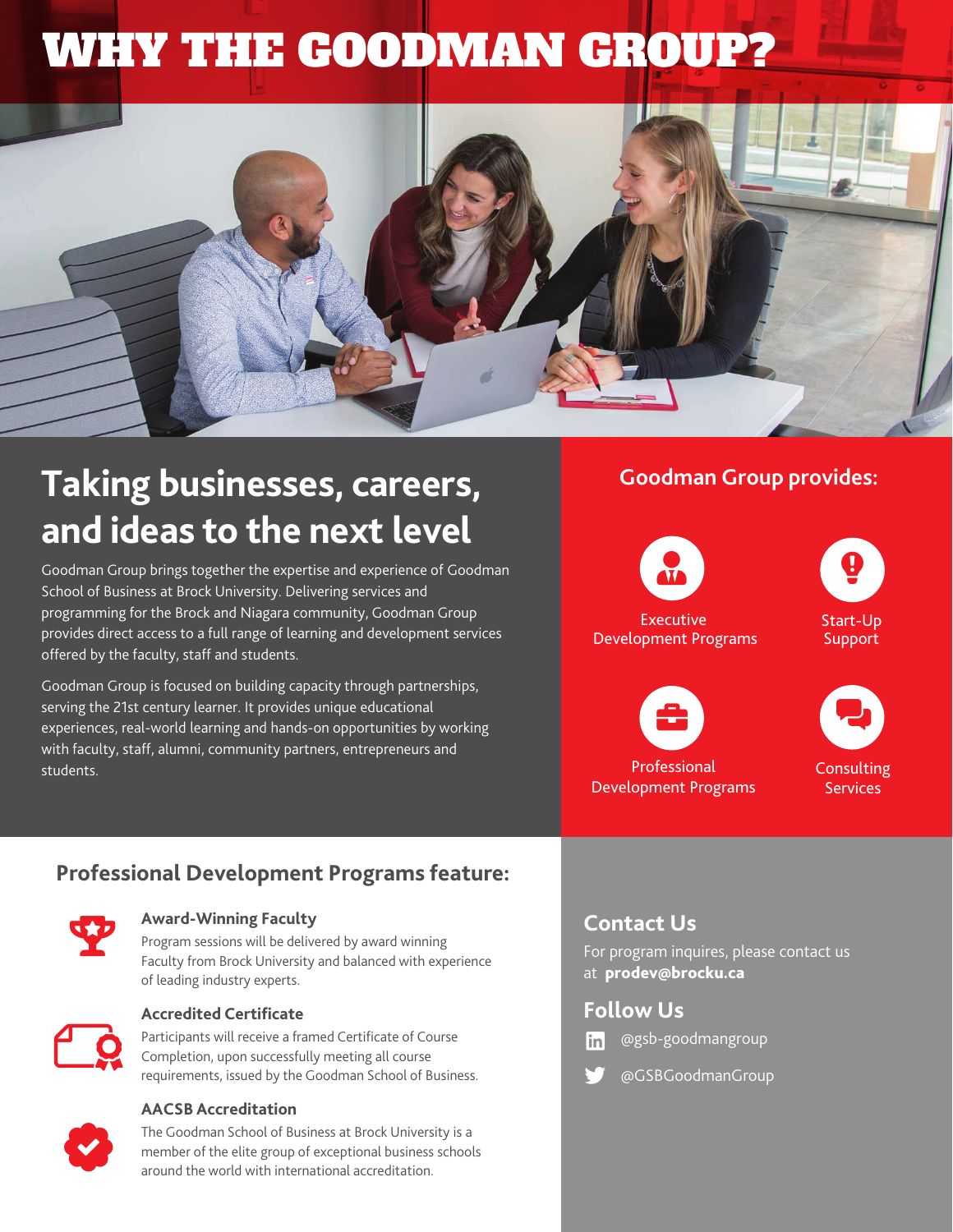# WHY THE GOODMAN GROUP?

## Taking businesses, careers, and ideas to the next level

Goodman Group brings together the expertise and experience of Goodman School of Business at Brock University. Delivering services and programming for the Brock and Niagara community, Goodman Group provides direct access to a full range of learning and development services offered by the faculty, staff and students.

Goodman Group is focused on building capacity through partnerships, serving the 21st century learner. It provides unique educational experiences, real-world learning and hands-on opportunities by working with faculty, staff, alumni, community partners, entrepreneurs and students.

## Goodman Group provides:

- Executive Development Programs
- Start-Up Support
- Professional Development Programs
- Consulting Services

## Professional Development Programs feature:

### Award-Winning Faculty

Program sessions will be delivered by award winning Faculty from Brock University and balanced with experience of leading industry experts.

### Accredited Certificate

Participants will receive a framed Certificate of Course Completion, upon successfully meeting all course requirements, issued by the Goodman School of Business.

### AACSB Accreditation

The Goodman School of Business at Brock University is a member of the elite group of exceptional business schools around the world with international accreditation.

## Contact Us

For program inquires, please contact us at **prodev@brocku.ca**

## Follow Us

@gsb-goodmangroup

@GSBGoodmanGroup